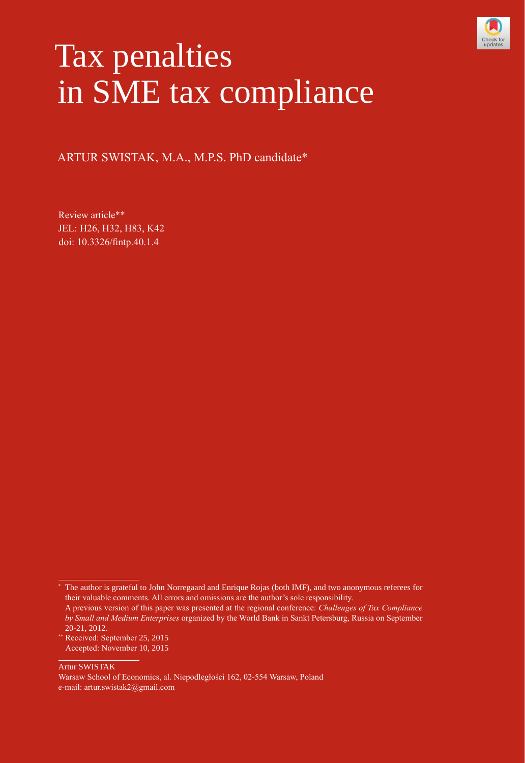# Tax penalties in SME tax compliance

ARTUR SWISTAK, M.A., M.P.S. PhD candidate*

Review article**
JEL: H26, H32, H83, K42
doi: 10.3326/fintp.40.1.4

---

\* The author is grateful to John Norregaard and Enrique Rojas (both IMF), and two anonymous referees for their valuable comments. All errors and omissions are the author's sole responsibility.
A previous version of this paper was presented at the regional conference: *Challenges of Tax Compliance by Small and Medium Enterprises* organized by the World Bank in Sankt Petersburg, Russia on September 20-21, 2012.

\** Received: September 25, 2015
Accepted: November 10, 2015

Artur SWISTAK
Warsaw School of Economics, al. Niepodległości 162, 02-554 Warsaw, Poland
e-mail: artur.swistak2@gmail.com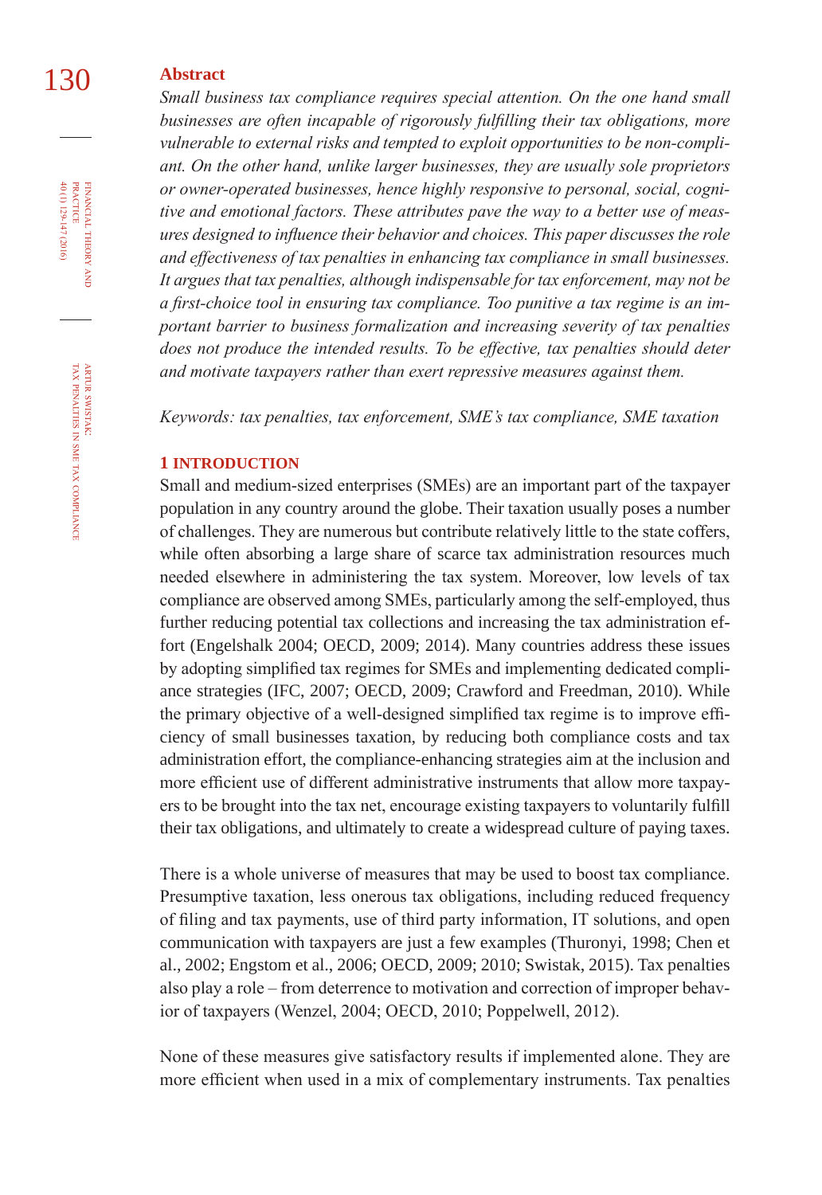**Abstract**

*Small business tax compliance requires special attention. On the one hand small businesses are often incapable of rigorously fulfilling their tax obligations, more vulnerable to external risks and tempted to exploit opportunities to be non-compliant. On the other hand, unlike larger businesses, they are usually sole proprietors or owner-operated businesses, hence highly responsive to personal, social, cognitive and emotional factors. These attributes pave the way to a better use of measures designed to influence their behavior and choices. This paper discusses the role and effectiveness of tax penalties in enhancing tax compliance in small businesses. It argues that tax penalties, although indispensable for tax enforcement, may not be a first-choice tool in ensuring tax compliance. Too punitive a tax regime is an important barrier to business formalization and increasing severity of tax penalties does not produce the intended results. To be effective, tax penalties should deter and motivate taxpayers rather than exert repressive measures against them.*

*Keywords: tax penalties, tax enforcement, SME's tax compliance, SME taxation*

## 1 INTRODUCTION

Small and medium-sized enterprises (SMEs) are an important part of the taxpayer population in any country around the globe. Their taxation usually poses a number of challenges. They are numerous but contribute relatively little to the state coffers, while often absorbing a large share of scarce tax administration resources much needed elsewhere in administering the tax system. Moreover, low levels of tax compliance are observed among SMEs, particularly among the self-employed, thus further reducing potential tax collections and increasing the tax administration effort (Engelshalk 2004; OECD, 2009; 2014). Many countries address these issues by adopting simplified tax regimes for SMEs and implementing dedicated compliance strategies (IFC, 2007; OECD, 2009; Crawford and Freedman, 2010). While the primary objective of a well-designed simplified tax regime is to improve efficiency of small businesses taxation, by reducing both compliance costs and tax administration effort, the compliance-enhancing strategies aim at the inclusion and more efficient use of different administrative instruments that allow more taxpayers to be brought into the tax net, encourage existing taxpayers to voluntarily fulfill their tax obligations, and ultimately to create a widespread culture of paying taxes.

There is a whole universe of measures that may be used to boost tax compliance. Presumptive taxation, less onerous tax obligations, including reduced frequency of filing and tax payments, use of third party information, IT solutions, and open communication with taxpayers are just a few examples (Thuronyi, 1998; Chen et al., 2002; Engstom et al., 2006; OECD, 2009; 2010; Swistak, 2015). Tax penalties also play a role – from deterrence to motivation and correction of improper behavior of taxpayers (Wenzel, 2004; OECD, 2010; Poppelwell, 2012).

None of these measures give satisfactory results if implemented alone. They are more efficient when used in a mix of complementary instruments. Tax penalties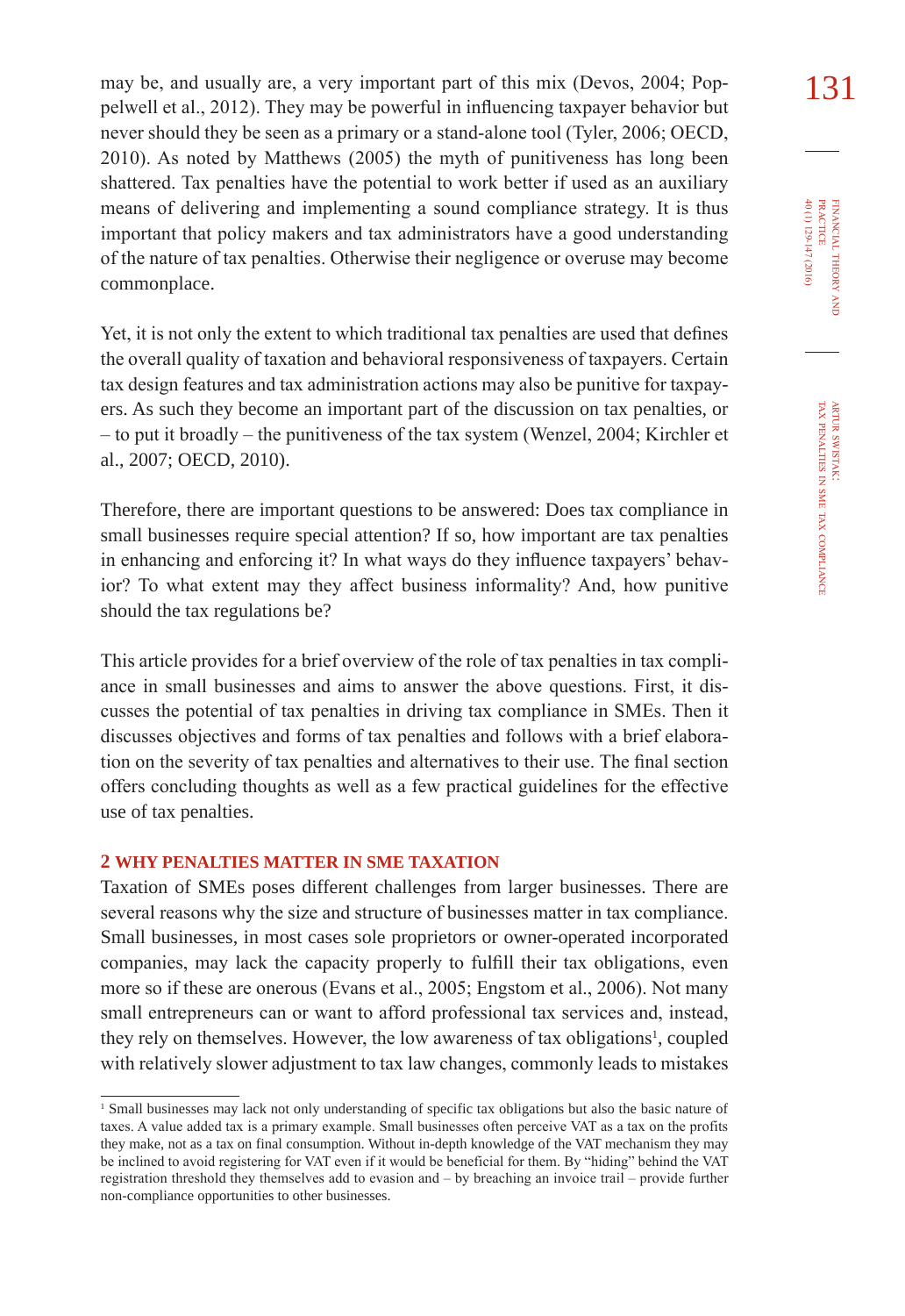may be, and usually are, a very important part of this mix (Devos, 2004; Poppelwell et al., 2012). They may be powerful in influencing taxpayer behavior but never should they be seen as a primary or a stand-alone tool (Tyler, 2006; OECD, 2010). As noted by Matthews (2005) the myth of punitiveness has long been shattered. Tax penalties have the potential to work better if used as an auxiliary means of delivering and implementing a sound compliance strategy. It is thus important that policy makers and tax administrators have a good understanding of the nature of tax penalties. Otherwise their negligence or overuse may become commonplace.

Yet, it is not only the extent to which traditional tax penalties are used that defines the overall quality of taxation and behavioral responsiveness of taxpayers. Certain tax design features and tax administration actions may also be punitive for taxpayers. As such they become an important part of the discussion on tax penalties, or – to put it broadly – the punitiveness of the tax system (Wenzel, 2004; Kirchler et al., 2007; OECD, 2010).

Therefore, there are important questions to be answered: Does tax compliance in small businesses require special attention? If so, how important are tax penalties in enhancing and enforcing it? In what ways do they influence taxpayers' behavior? To what extent may they affect business informality? And, how punitive should the tax regulations be?

This article provides for a brief overview of the role of tax penalties in tax compliance in small businesses and aims to answer the above questions. First, it discusses the potential of tax penalties in driving tax compliance in SMEs. Then it discusses objectives and forms of tax penalties and follows with a brief elaboration on the severity of tax penalties and alternatives to their use. The final section offers concluding thoughts as well as a few practical guidelines for the effective use of tax penalties.

## 2 WHY PENALTIES MATTER IN SME TAXATION

Taxation of SMEs poses different challenges from larger businesses. There are several reasons why the size and structure of businesses matter in tax compliance. Small businesses, in most cases sole proprietors or owner-operated incorporated companies, may lack the capacity properly to fulfill their tax obligations, even more so if these are onerous (Evans et al., 2005; Engstom et al., 2006). Not many small entrepreneurs can or want to afford professional tax services and, instead, they rely on themselves. However, the low awareness of tax obligations[1], coupled with relatively slower adjustment to tax law changes, commonly leads to mistakes

[1] Small businesses may lack not only understanding of specific tax obligations but also the basic nature of taxes. A value added tax is a primary example. Small businesses often perceive VAT as a tax on the profits they make, not as a tax on final consumption. Without in-depth knowledge of the VAT mechanism they may be inclined to avoid registering for VAT even if it would be beneficial for them. By "hiding" behind the VAT registration threshold they themselves add to evasion and – by breaching an invoice trail – provide further non-compliance opportunities to other businesses.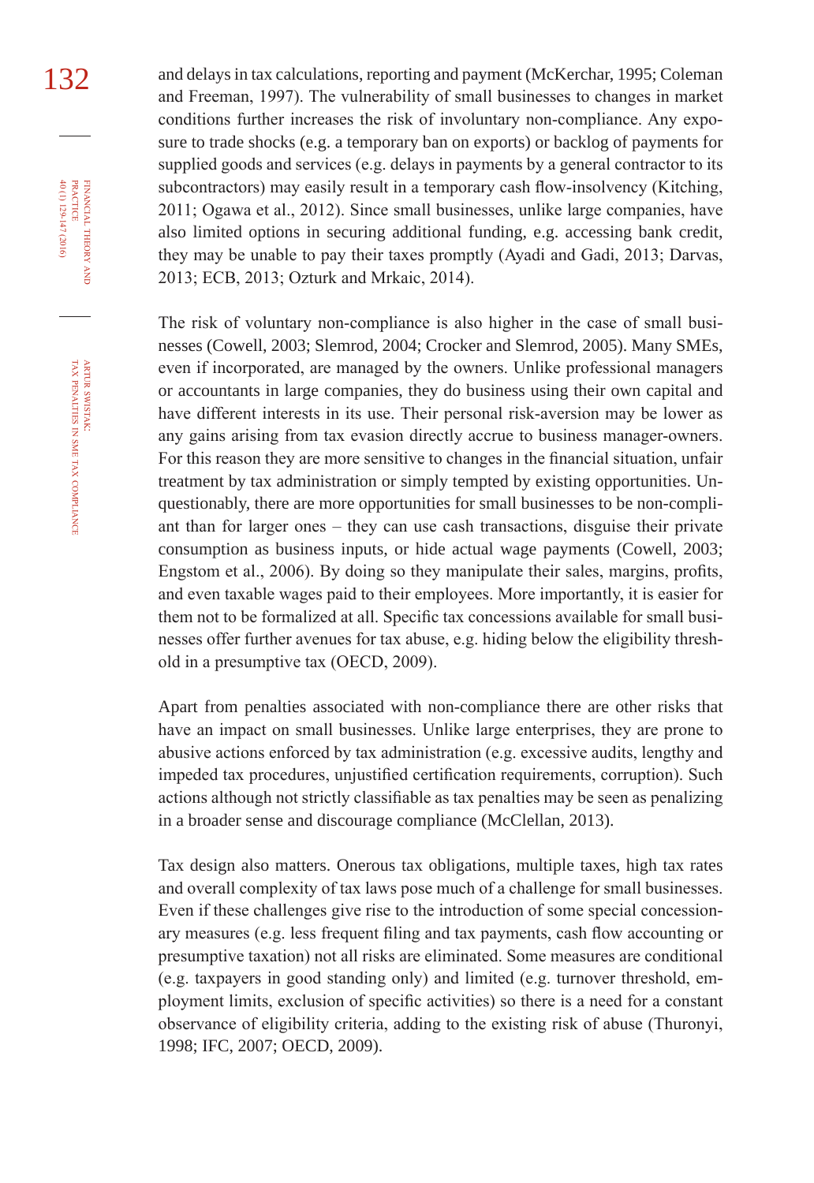and delays in tax calculations, reporting and payment (McKerchar, 1995; Coleman and Freeman, 1997). The vulnerability of small businesses to changes in market conditions further increases the risk of involuntary non-compliance. Any exposure to trade shocks (e.g. a temporary ban on exports) or backlog of payments for supplied goods and services (e.g. delays in payments by a general contractor to its subcontractors) may easily result in a temporary cash flow-insolvency (Kitching, 2011; Ogawa et al., 2012). Since small businesses, unlike large companies, have also limited options in securing additional funding, e.g. accessing bank credit, they may be unable to pay their taxes promptly (Ayadi and Gadi, 2013; Darvas, 2013; ECB, 2013; Ozturk and Mrkaic, 2014).

The risk of voluntary non-compliance is also higher in the case of small businesses (Cowell, 2003; Slemrod, 2004; Crocker and Slemrod, 2005). Many SMEs, even if incorporated, are managed by the owners. Unlike professional managers or accountants in large companies, they do business using their own capital and have different interests in its use. Their personal risk-aversion may be lower as any gains arising from tax evasion directly accrue to business manager-owners. For this reason they are more sensitive to changes in the financial situation, unfair treatment by tax administration or simply tempted by existing opportunities. Unquestionably, there are more opportunities for small businesses to be non-compliant than for larger ones – they can use cash transactions, disguise their private consumption as business inputs, or hide actual wage payments (Cowell, 2003; Engstom et al., 2006). By doing so they manipulate their sales, margins, profits, and even taxable wages paid to their employees. More importantly, it is easier for them not to be formalized at all. Specific tax concessions available for small businesses offer further avenues for tax abuse, e.g. hiding below the eligibility threshold in a presumptive tax (OECD, 2009).

Apart from penalties associated with non-compliance there are other risks that have an impact on small businesses. Unlike large enterprises, they are prone to abusive actions enforced by tax administration (e.g. excessive audits, lengthy and impeded tax procedures, unjustified certification requirements, corruption). Such actions although not strictly classifiable as tax penalties may be seen as penalizing in a broader sense and discourage compliance (McClellan, 2013).

Tax design also matters. Onerous tax obligations, multiple taxes, high tax rates and overall complexity of tax laws pose much of a challenge for small businesses. Even if these challenges give rise to the introduction of some special concessionary measures (e.g. less frequent filing and tax payments, cash flow accounting or presumptive taxation) not all risks are eliminated. Some measures are conditional (e.g. taxpayers in good standing only) and limited (e.g. turnover threshold, employment limits, exclusion of specific activities) so there is a need for a constant observance of eligibility criteria, adding to the existing risk of abuse (Thuronyi, 1998; IFC, 2007; OECD, 2009).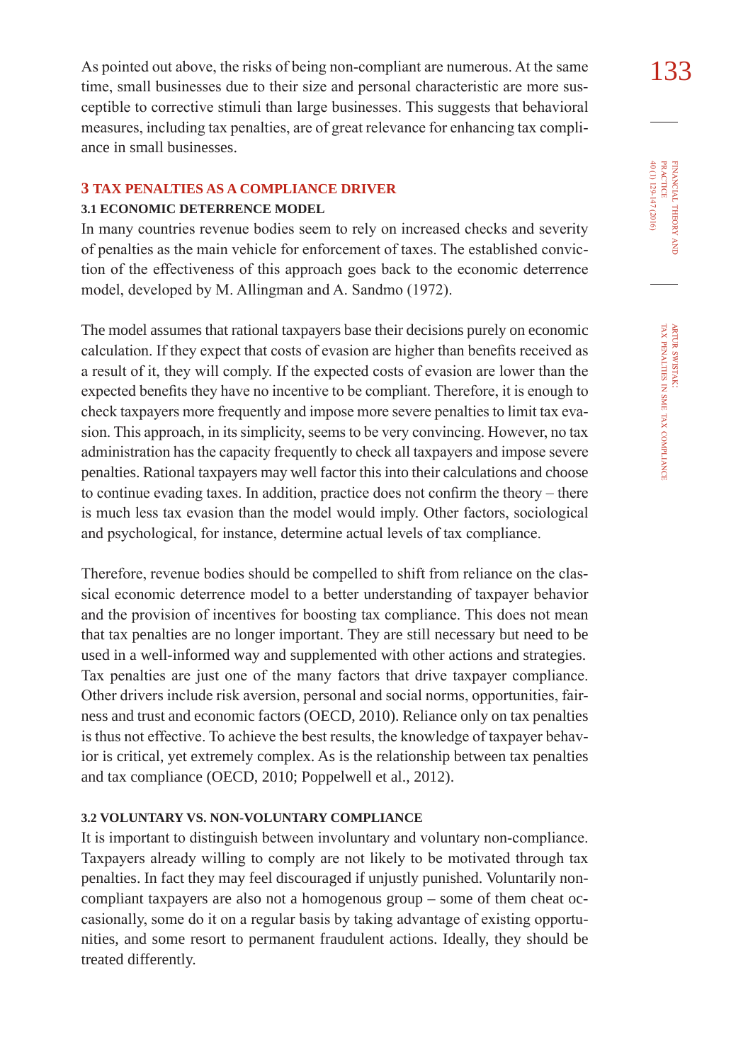As pointed out above, the risks of being non-compliant are numerous. At the same time, small businesses due to their size and personal characteristic are more susceptible to corrective stimuli than large businesses. This suggests that behavioral measures, including tax penalties, are of great relevance for enhancing tax compliance in small businesses.

## 3 TAX PENALTIES AS A COMPLIANCE DRIVER

### 3.1 ECONOMIC DETERRENCE MODEL

In many countries revenue bodies seem to rely on increased checks and severity of penalties as the main vehicle for enforcement of taxes. The established conviction of the effectiveness of this approach goes back to the economic deterrence model, developed by M. Allingman and A. Sandmo (1972).

The model assumes that rational taxpayers base their decisions purely on economic calculation. If they expect that costs of evasion are higher than benefits received as a result of it, they will comply. If the expected costs of evasion are lower than the expected benefits they have no incentive to be compliant. Therefore, it is enough to check taxpayers more frequently and impose more severe penalties to limit tax evasion. This approach, in its simplicity, seems to be very convincing. However, no tax administration has the capacity frequently to check all taxpayers and impose severe penalties. Rational taxpayers may well factor this into their calculations and choose to continue evading taxes. In addition, practice does not confirm the theory – there is much less tax evasion than the model would imply. Other factors, sociological and psychological, for instance, determine actual levels of tax compliance.

Therefore, revenue bodies should be compelled to shift from reliance on the classical economic deterrence model to a better understanding of taxpayer behavior and the provision of incentives for boosting tax compliance. This does not mean that tax penalties are no longer important. They are still necessary but need to be used in a well-informed way and supplemented with other actions and strategies. Tax penalties are just one of the many factors that drive taxpayer compliance. Other drivers include risk aversion, personal and social norms, opportunities, fairness and trust and economic factors (OECD, 2010). Reliance only on tax penalties is thus not effective. To achieve the best results, the knowledge of taxpayer behavior is critical, yet extremely complex. As is the relationship between tax penalties and tax compliance (OECD, 2010; Poppelwell et al., 2012).

### 3.2 VOLUNTARY VS. NON-VOLUNTARY COMPLIANCE

It is important to distinguish between involuntary and voluntary non-compliance. Taxpayers already willing to comply are not likely to be motivated through tax penalties. In fact they may feel discouraged if unjustly punished. Voluntarily non-compliant taxpayers are also not a homogenous group – some of them cheat occasionally, some do it on a regular basis by taking advantage of existing opportunities, and some resort to permanent fraudulent actions. Ideally, they should be treated differently.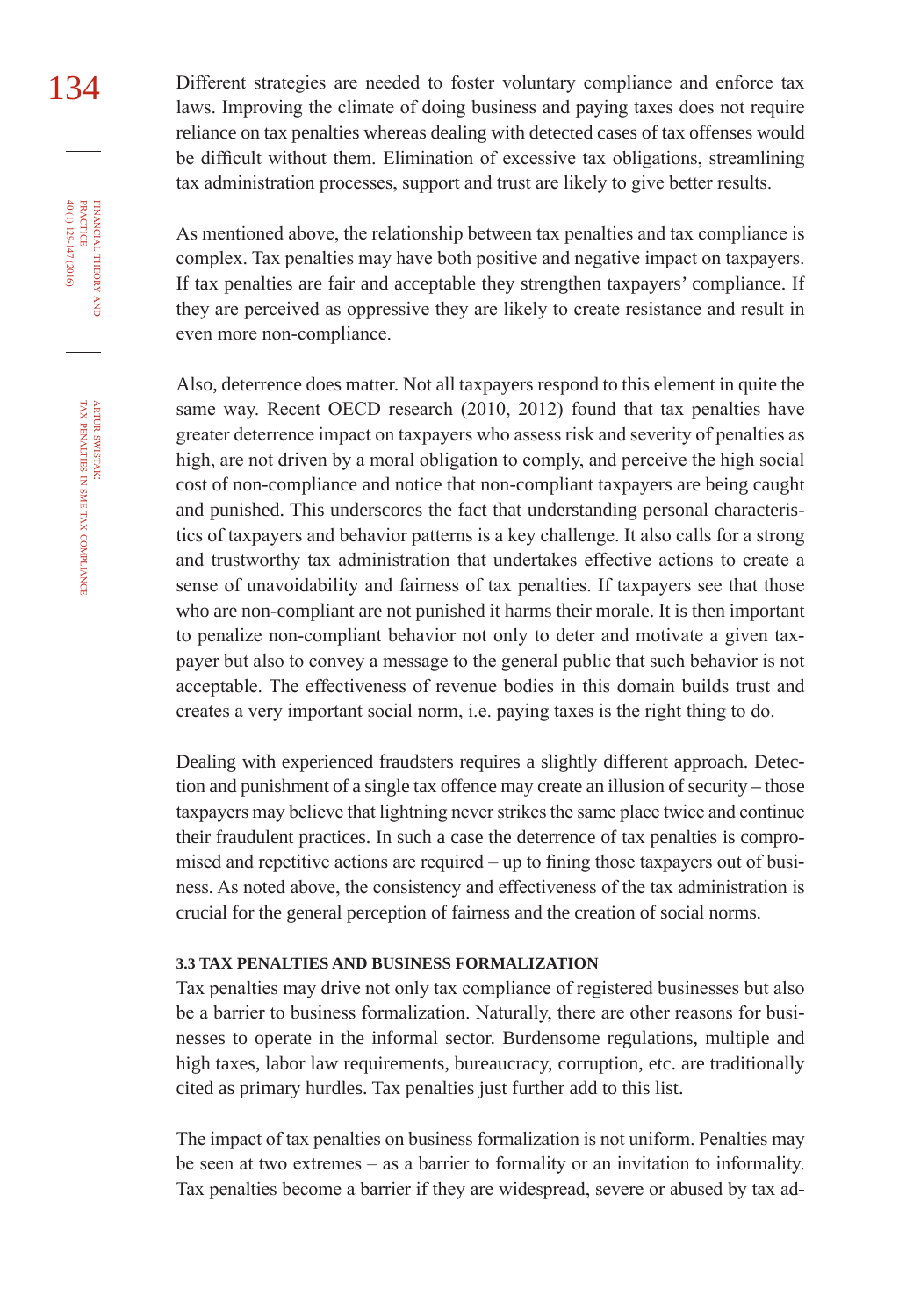Different strategies are needed to foster voluntary compliance and enforce tax laws. Improving the climate of doing business and paying taxes does not require reliance on tax penalties whereas dealing with detected cases of tax offenses would be difficult without them. Elimination of excessive tax obligations, streamlining tax administration processes, support and trust are likely to give better results.

As mentioned above, the relationship between tax penalties and tax compliance is complex. Tax penalties may have both positive and negative impact on taxpayers. If tax penalties are fair and acceptable they strengthen taxpayers' compliance. If they are perceived as oppressive they are likely to create resistance and result in even more non-compliance.

Also, deterrence does matter. Not all taxpayers respond to this element in quite the same way. Recent OECD research (2010, 2012) found that tax penalties have greater deterrence impact on taxpayers who assess risk and severity of penalties as high, are not driven by a moral obligation to comply, and perceive the high social cost of non-compliance and notice that non-compliant taxpayers are being caught and punished. This underscores the fact that understanding personal characteristics of taxpayers and behavior patterns is a key challenge. It also calls for a strong and trustworthy tax administration that undertakes effective actions to create a sense of unavoidability and fairness of tax penalties. If taxpayers see that those who are non-compliant are not punished it harms their morale. It is then important to penalize non-compliant behavior not only to deter and motivate a given taxpayer but also to convey a message to the general public that such behavior is not acceptable. The effectiveness of revenue bodies in this domain builds trust and creates a very important social norm, i.e. paying taxes is the right thing to do.

Dealing with experienced fraudsters requires a slightly different approach. Detection and punishment of a single tax offence may create an illusion of security – those taxpayers may believe that lightning never strikes the same place twice and continue their fraudulent practices. In such a case the deterrence of tax penalties is compromised and repetitive actions are required – up to fining those taxpayers out of business. As noted above, the consistency and effectiveness of the tax administration is crucial for the general perception of fairness and the creation of social norms.

### 3.3 TAX PENALTIES AND BUSINESS FORMALIZATION

Tax penalties may drive not only tax compliance of registered businesses but also be a barrier to business formalization. Naturally, there are other reasons for businesses to operate in the informal sector. Burdensome regulations, multiple and high taxes, labor law requirements, bureaucracy, corruption, etc. are traditionally cited as primary hurdles. Tax penalties just further add to this list.

The impact of tax penalties on business formalization is not uniform. Penalties may be seen at two extremes – as a barrier to formality or an invitation to informality. Tax penalties become a barrier if they are widespread, severe or abused by tax ad-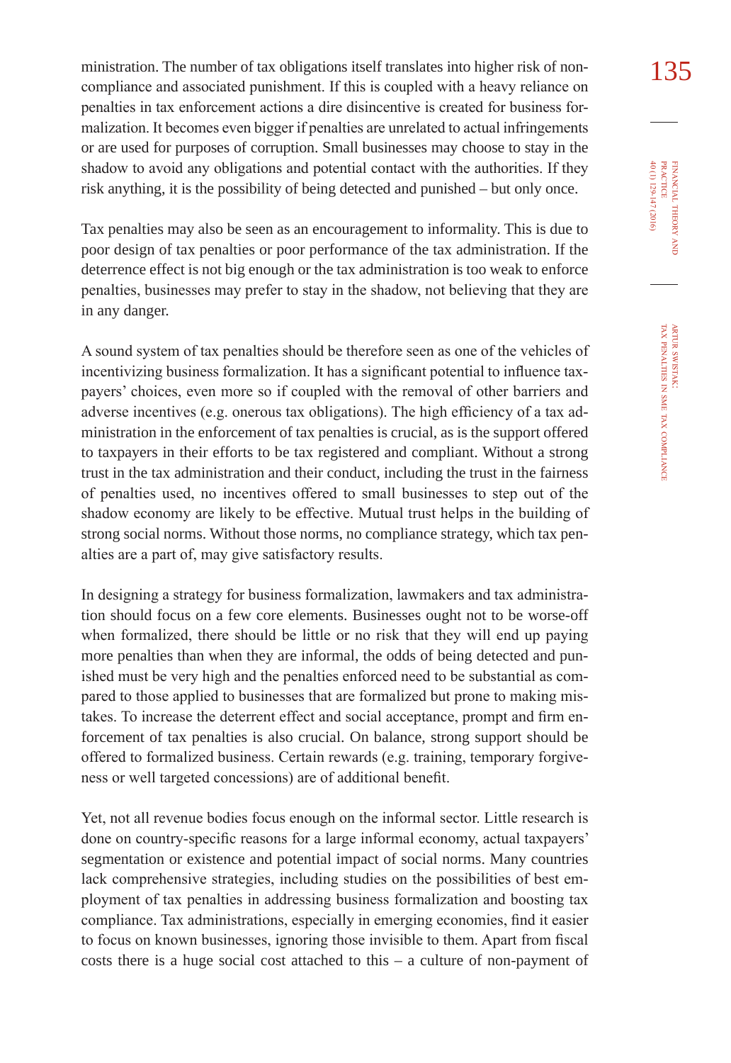ministration. The number of tax obligations itself translates into higher risk of non-compliance and associated punishment. If this is coupled with a heavy reliance on penalties in tax enforcement actions a dire disincentive is created for business formalization. It becomes even bigger if penalties are unrelated to actual infringements or are used for purposes of corruption. Small businesses may choose to stay in the shadow to avoid any obligations and potential contact with the authorities. If they risk anything, it is the possibility of being detected and punished – but only once.

Tax penalties may also be seen as an encouragement to informality. This is due to poor design of tax penalties or poor performance of the tax administration. If the deterrence effect is not big enough or the tax administration is too weak to enforce penalties, businesses may prefer to stay in the shadow, not believing that they are in any danger.

A sound system of tax penalties should be therefore seen as one of the vehicles of incentivizing business formalization. It has a significant potential to influence taxpayers' choices, even more so if coupled with the removal of other barriers and adverse incentives (e.g. onerous tax obligations). The high efficiency of a tax administration in the enforcement of tax penalties is crucial, as is the support offered to taxpayers in their efforts to be tax registered and compliant. Without a strong trust in the tax administration and their conduct, including the trust in the fairness of penalties used, no incentives offered to small businesses to step out of the shadow economy are likely to be effective. Mutual trust helps in the building of strong social norms. Without those norms, no compliance strategy, which tax penalties are a part of, may give satisfactory results.

In designing a strategy for business formalization, lawmakers and tax administration should focus on a few core elements. Businesses ought not to be worse-off when formalized, there should be little or no risk that they will end up paying more penalties than when they are informal, the odds of being detected and punished must be very high and the penalties enforced need to be substantial as compared to those applied to businesses that are formalized but prone to making mistakes. To increase the deterrent effect and social acceptance, prompt and firm enforcement of tax penalties is also crucial. On balance, strong support should be offered to formalized business. Certain rewards (e.g. training, temporary forgiveness or well targeted concessions) are of additional benefit.

Yet, not all revenue bodies focus enough on the informal sector. Little research is done on country-specific reasons for a large informal economy, actual taxpayers' segmentation or existence and potential impact of social norms. Many countries lack comprehensive strategies, including studies on the possibilities of best employment of tax penalties in addressing business formalization and boosting tax compliance. Tax administrations, especially in emerging economies, find it easier to focus on known businesses, ignoring those invisible to them. Apart from fiscal costs there is a huge social cost attached to this – a culture of non-payment of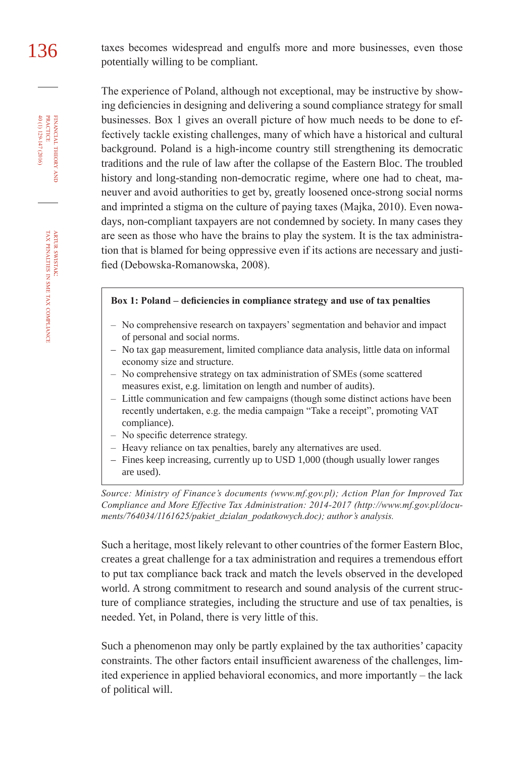taxes becomes widespread and engulfs more and more businesses, even those potentially willing to be compliant.

The experience of Poland, although not exceptional, may be instructive by showing deficiencies in designing and delivering a sound compliance strategy for small businesses. Box 1 gives an overall picture of how much needs to be done to effectively tackle existing challenges, many of which have a historical and cultural background. Poland is a high-income country still strengthening its democratic traditions and the rule of law after the collapse of the Eastern Bloc. The troubled history and long-standing non-democratic regime, where one had to cheat, maneuver and avoid authorities to get by, greatly loosened once-strong social norms and imprinted a stigma on the culture of paying taxes (Majka, 2010). Even nowadays, non-compliant taxpayers are not condemned by society. In many cases they are seen as those who have the brains to play the system. It is the tax administration that is blamed for being oppressive even if its actions are necessary and justified (Debowska-Romanowska, 2008).

**Box 1: Poland – deficiencies in compliance strategy and use of tax penalties**

- No comprehensive research on taxpayers' segmentation and behavior and impact of personal and social norms.
- No tax gap measurement, limited compliance data analysis, little data on informal economy size and structure.
- No comprehensive strategy on tax administration of SMEs (some scattered measures exist, e.g. limitation on length and number of audits).
- Little communication and few campaigns (though some distinct actions have been recently undertaken, e.g. the media campaign "Take a receipt", promoting VAT compliance).
- No specific deterrence strategy.
- Heavy reliance on tax penalties, barely any alternatives are used.
- Fines keep increasing, currently up to USD 1,000 (though usually lower ranges are used).

*Source: Ministry of Finance's documents (www.mf.gov.pl); Action Plan for Improved Tax Compliance and More Effective Tax Administration: 2014-2017 (http://www.mf.gov.pl/documents/764034/1161625/pakiet_dzialan_podatkowych.doc); author's analysis.*

Such a heritage, most likely relevant to other countries of the former Eastern Bloc, creates a great challenge for a tax administration and requires a tremendous effort to put tax compliance back track and match the levels observed in the developed world. A strong commitment to research and sound analysis of the current structure of compliance strategies, including the structure and use of tax penalties, is needed. Yet, in Poland, there is very little of this.

Such a phenomenon may only be partly explained by the tax authorities' capacity constraints. The other factors entail insufficient awareness of the challenges, limited experience in applied behavioral economics, and more importantly – the lack of political will.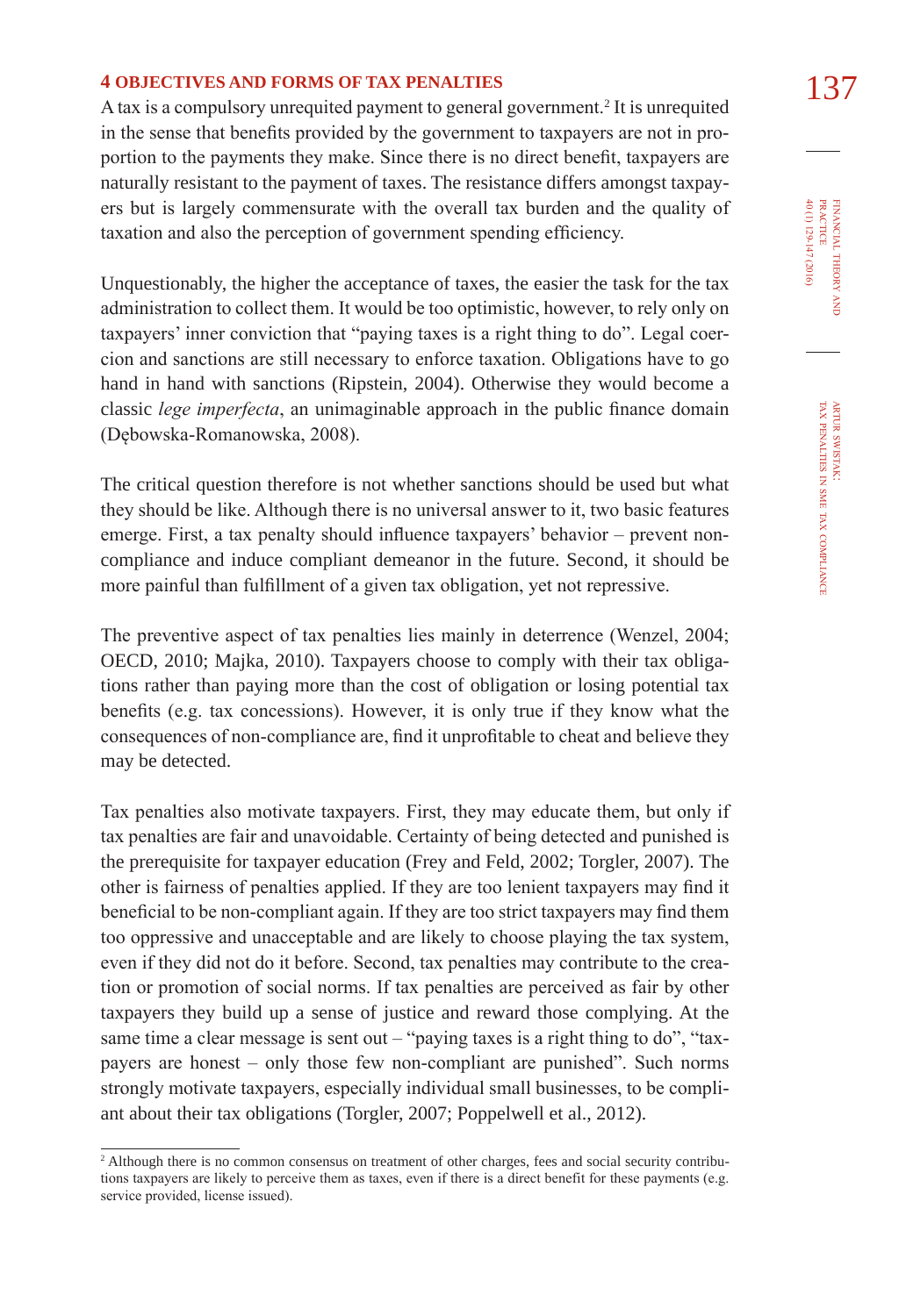## 4 OBJECTIVES AND FORMS OF TAX PENALTIES

A tax is a compulsory unrequited payment to general government.[2] It is unrequited in the sense that benefits provided by the government to taxpayers are not in proportion to the payments they make. Since there is no direct benefit, taxpayers are naturally resistant to the payment of taxes. The resistance differs amongst taxpayers but is largely commensurate with the overall tax burden and the quality of taxation and also the perception of government spending efficiency.

Unquestionably, the higher the acceptance of taxes, the easier the task for the tax administration to collect them. It would be too optimistic, however, to rely only on taxpayers' inner conviction that "paying taxes is a right thing to do". Legal coercion and sanctions are still necessary to enforce taxation. Obligations have to go hand in hand with sanctions (Ripstein, 2004). Otherwise they would become a classic *lege imperfecta*, an unimaginable approach in the public finance domain (Dębowska-Romanowska, 2008).

The critical question therefore is not whether sanctions should be used but what they should be like. Although there is no universal answer to it, two basic features emerge. First, a tax penalty should influence taxpayers' behavior – prevent non-compliance and induce compliant demeanor in the future. Second, it should be more painful than fulfillment of a given tax obligation, yet not repressive.

The preventive aspect of tax penalties lies mainly in deterrence (Wenzel, 2004; OECD, 2010; Majka, 2010). Taxpayers choose to comply with their tax obligations rather than paying more than the cost of obligation or losing potential tax benefits (e.g. tax concessions). However, it is only true if they know what the consequences of non-compliance are, find it unprofitable to cheat and believe they may be detected.

Tax penalties also motivate taxpayers. First, they may educate them, but only if tax penalties are fair and unavoidable. Certainty of being detected and punished is the prerequisite for taxpayer education (Frey and Feld, 2002; Torgler, 2007). The other is fairness of penalties applied. If they are too lenient taxpayers may find it beneficial to be non-compliant again. If they are too strict taxpayers may find them too oppressive and unacceptable and are likely to choose playing the tax system, even if they did not do it before. Second, tax penalties may contribute to the creation or promotion of social norms. If tax penalties are perceived as fair by other taxpayers they build up a sense of justice and reward those complying. At the same time a clear message is sent out – "paying taxes is a right thing to do", "taxpayers are honest – only those few non-compliant are punished". Such norms strongly motivate taxpayers, especially individual small businesses, to be compliant about their tax obligations (Torgler, 2007; Poppelwell et al., 2012).

---

[2] Although there is no common consensus on treatment of other charges, fees and social security contributions taxpayers are likely to perceive them as taxes, even if there is a direct benefit for these payments (e.g. service provided, license issued).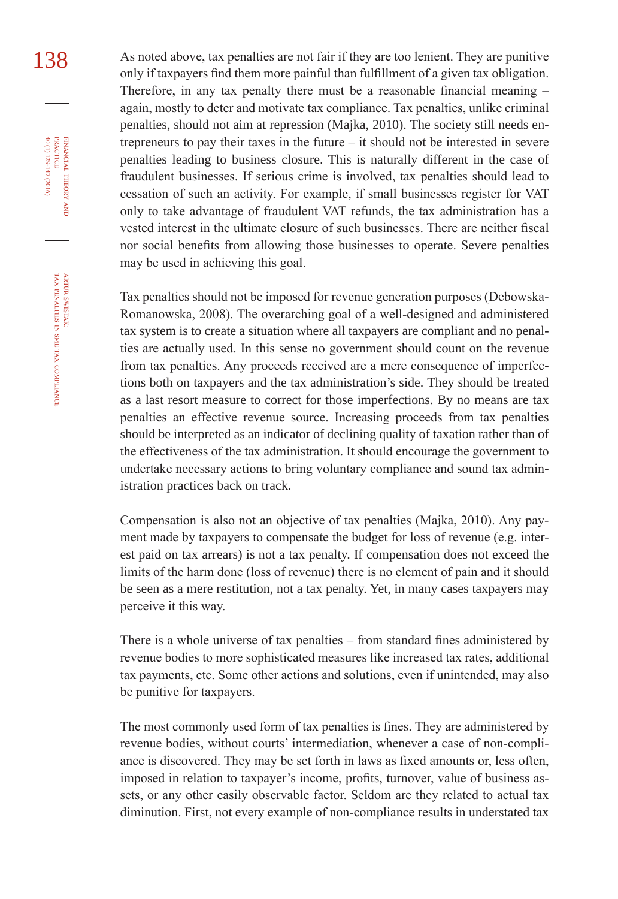As noted above, tax penalties are not fair if they are too lenient. They are punitive only if taxpayers find them more painful than fulfillment of a given tax obligation. Therefore, in any tax penalty there must be a reasonable financial meaning – again, mostly to deter and motivate tax compliance. Tax penalties, unlike criminal penalties, should not aim at repression (Majka, 2010). The society still needs entrepreneurs to pay their taxes in the future – it should not be interested in severe penalties leading to business closure. This is naturally different in the case of fraudulent businesses. If serious crime is involved, tax penalties should lead to cessation of such an activity. For example, if small businesses register for VAT only to take advantage of fraudulent VAT refunds, the tax administration has a vested interest in the ultimate closure of such businesses. There are neither fiscal nor social benefits from allowing those businesses to operate. Severe penalties may be used in achieving this goal.

Tax penalties should not be imposed for revenue generation purposes (Debowska-Romanowska, 2008). The overarching goal of a well-designed and administered tax system is to create a situation where all taxpayers are compliant and no penalties are actually used. In this sense no government should count on the revenue from tax penalties. Any proceeds received are a mere consequence of imperfections both on taxpayers and the tax administration's side. They should be treated as a last resort measure to correct for those imperfections. By no means are tax penalties an effective revenue source. Increasing proceeds from tax penalties should be interpreted as an indicator of declining quality of taxation rather than of the effectiveness of the tax administration. It should encourage the government to undertake necessary actions to bring voluntary compliance and sound tax administration practices back on track.

Compensation is also not an objective of tax penalties (Majka, 2010). Any payment made by taxpayers to compensate the budget for loss of revenue (e.g. interest paid on tax arrears) is not a tax penalty. If compensation does not exceed the limits of the harm done (loss of revenue) there is no element of pain and it should be seen as a mere restitution, not a tax penalty. Yet, in many cases taxpayers may perceive it this way.

There is a whole universe of tax penalties – from standard fines administered by revenue bodies to more sophisticated measures like increased tax rates, additional tax payments, etc. Some other actions and solutions, even if unintended, may also be punitive for taxpayers.

The most commonly used form of tax penalties is fines. They are administered by revenue bodies, without courts' intermediation, whenever a case of non-compliance is discovered. They may be set forth in laws as fixed amounts or, less often, imposed in relation to taxpayer's income, profits, turnover, value of business assets, or any other easily observable factor. Seldom are they related to actual tax diminution. First, not every example of non-compliance results in understated tax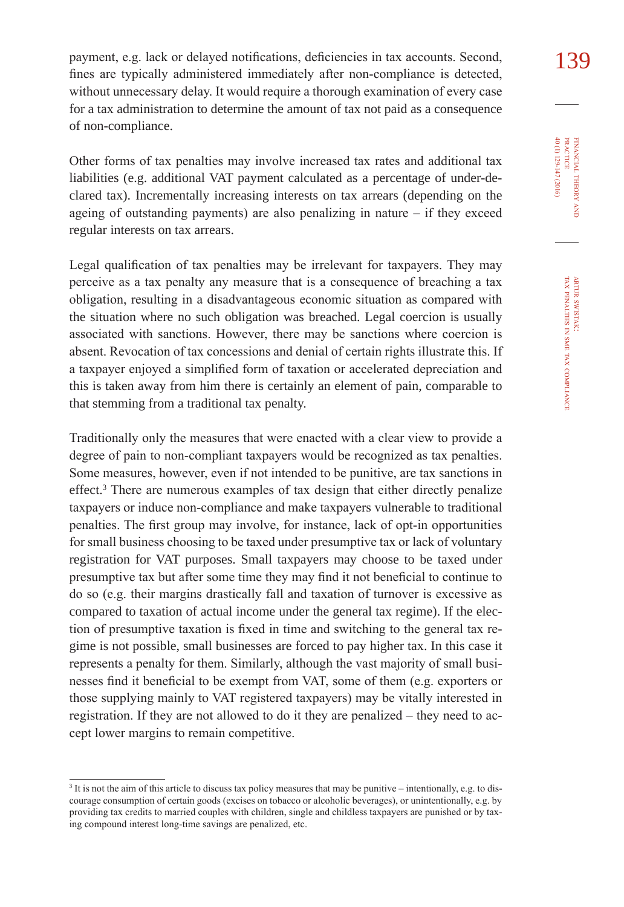payment, e.g. lack or delayed notifications, deficiencies in tax accounts. Second, fines are typically administered immediately after non-compliance is detected, without unnecessary delay. It would require a thorough examination of every case for a tax administration to determine the amount of tax not paid as a consequence of non-compliance.

Other forms of tax penalties may involve increased tax rates and additional tax liabilities (e.g. additional VAT payment calculated as a percentage of under-declared tax). Incrementally increasing interests on tax arrears (depending on the ageing of outstanding payments) are also penalizing in nature – if they exceed regular interests on tax arrears.

Legal qualification of tax penalties may be irrelevant for taxpayers. They may perceive as a tax penalty any measure that is a consequence of breaching a tax obligation, resulting in a disadvantageous economic situation as compared with the situation where no such obligation was breached. Legal coercion is usually associated with sanctions. However, there may be sanctions where coercion is absent. Revocation of tax concessions and denial of certain rights illustrate this. If a taxpayer enjoyed a simplified form of taxation or accelerated depreciation and this is taken away from him there is certainly an element of pain, comparable to that stemming from a traditional tax penalty.

Traditionally only the measures that were enacted with a clear view to provide a degree of pain to non-compliant taxpayers would be recognized as tax penalties. Some measures, however, even if not intended to be punitive, are tax sanctions in effect.[3] There are numerous examples of tax design that either directly penalize taxpayers or induce non-compliance and make taxpayers vulnerable to traditional penalties. The first group may involve, for instance, lack of opt-in opportunities for small business choosing to be taxed under presumptive tax or lack of voluntary registration for VAT purposes. Small taxpayers may choose to be taxed under presumptive tax but after some time they may find it not beneficial to continue to do so (e.g. their margins drastically fall and taxation of turnover is excessive as compared to taxation of actual income under the general tax regime). If the election of presumptive taxation is fixed in time and switching to the general tax regime is not possible, small businesses are forced to pay higher tax. In this case it represents a penalty for them. Similarly, although the vast majority of small businesses find it beneficial to be exempt from VAT, some of them (e.g. exporters or those supplying mainly to VAT registered taxpayers) may be vitally interested in registration. If they are not allowed to do it they are penalized – they need to accept lower margins to remain competitive.

[3] It is not the aim of this article to discuss tax policy measures that may be punitive – intentionally, e.g. to discourage consumption of certain goods (excises on tobacco or alcoholic beverages), or unintentionally, e.g. by providing tax credits to married couples with children, single and childless taxpayers are punished or by taxing compound interest long-time savings are penalized, etc.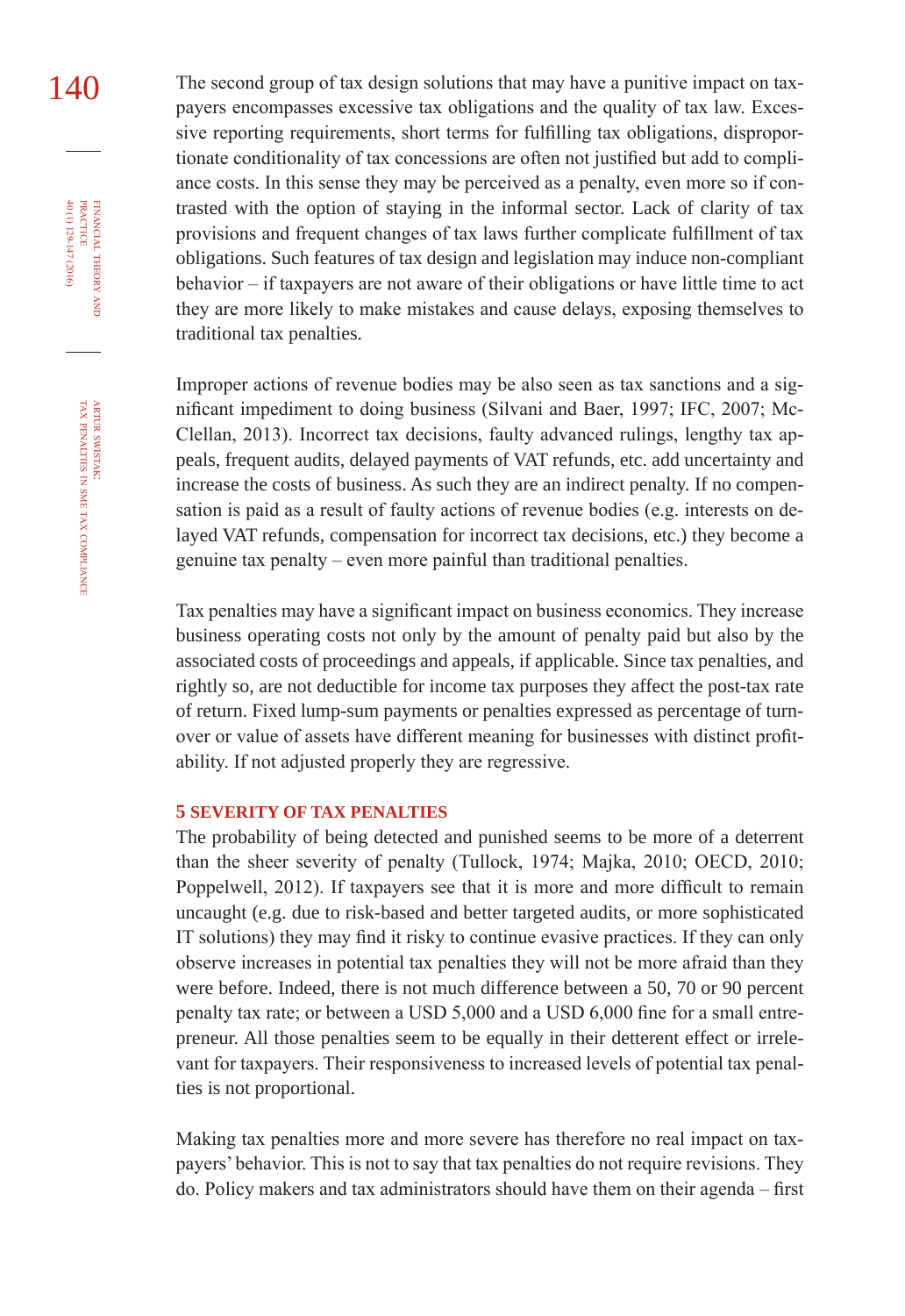The second group of tax design solutions that may have a punitive impact on taxpayers encompasses excessive tax obligations and the quality of tax law. Excessive reporting requirements, short terms for fulfilling tax obligations, disproportionate conditionality of tax concessions are often not justified but add to compliance costs. In this sense they may be perceived as a penalty, even more so if contrasted with the option of staying in the informal sector. Lack of clarity of tax provisions and frequent changes of tax laws further complicate fulfillment of tax obligations. Such features of tax design and legislation may induce non-compliant behavior – if taxpayers are not aware of their obligations or have little time to act they are more likely to make mistakes and cause delays, exposing themselves to traditional tax penalties.

Improper actions of revenue bodies may be also seen as tax sanctions and a significant impediment to doing business (Silvani and Baer, 1997; IFC, 2007; McClellan, 2013). Incorrect tax decisions, faulty advanced rulings, lengthy tax appeals, frequent audits, delayed payments of VAT refunds, etc. add uncertainty and increase the costs of business. As such they are an indirect penalty. If no compensation is paid as a result of faulty actions of revenue bodies (e.g. interests on delayed VAT refunds, compensation for incorrect tax decisions, etc.) they become a genuine tax penalty – even more painful than traditional penalties.

Tax penalties may have a significant impact on business economics. They increase business operating costs not only by the amount of penalty paid but also by the associated costs of proceedings and appeals, if applicable. Since tax penalties, and rightly so, are not deductible for income tax purposes they affect the post-tax rate of return. Fixed lump-sum payments or penalties expressed as percentage of turnover or value of assets have different meaning for businesses with distinct profitability. If not adjusted properly they are regressive.

## 5 SEVERITY OF TAX PENALTIES

The probability of being detected and punished seems to be more of a deterrent than the sheer severity of penalty (Tullock, 1974; Majka, 2010; OECD, 2010; Poppelwell, 2012). If taxpayers see that it is more and more difficult to remain uncaught (e.g. due to risk-based and better targeted audits, or more sophisticated IT solutions) they may find it risky to continue evasive practices. If they can only observe increases in potential tax penalties they will not be more afraid than they were before. Indeed, there is not much difference between a 50, 70 or 90 percent penalty tax rate; or between a USD 5,000 and a USD 6,000 fine for a small entrepreneur. All those penalties seem to be equally in their detterent effect or irrelevant for taxpayers. Their responsiveness to increased levels of potential tax penalties is not proportional.

Making tax penalties more and more severe has therefore no real impact on taxpayers' behavior. This is not to say that tax penalties do not require revisions. They do. Policy makers and tax administrators should have them on their agenda – first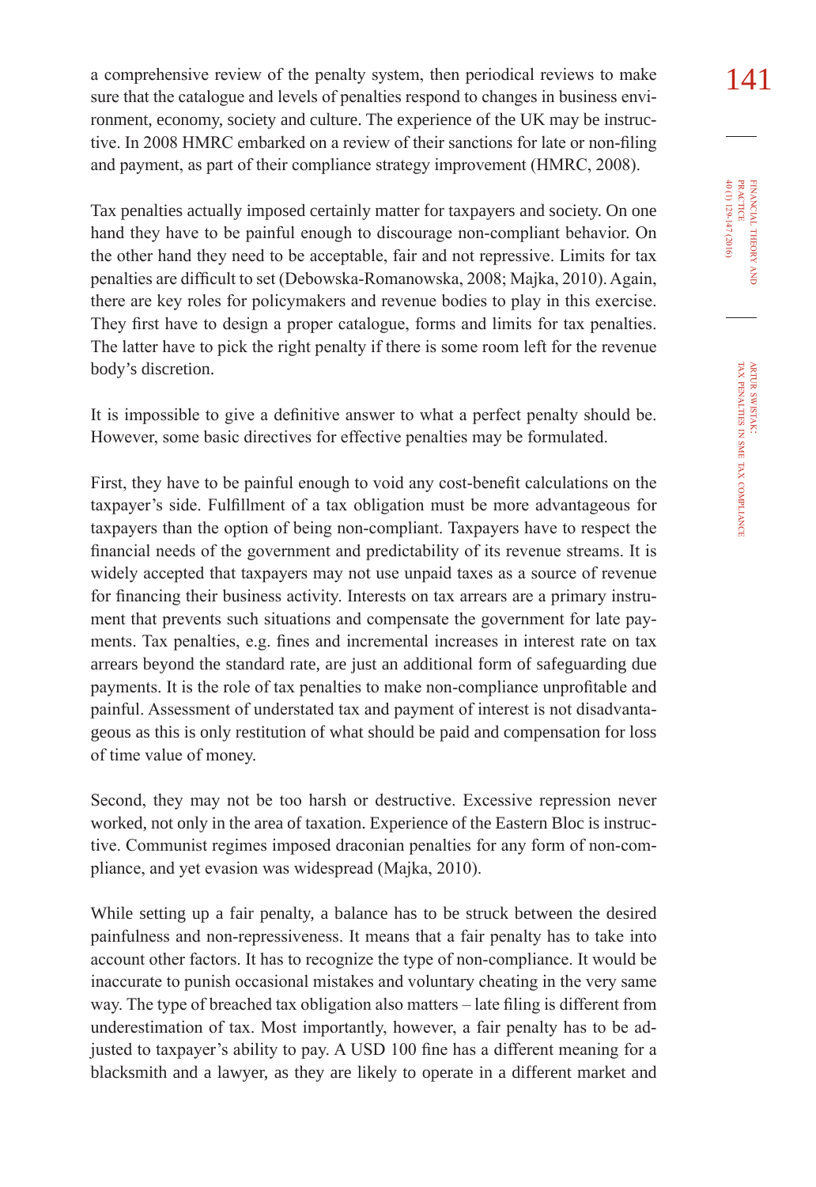a comprehensive review of the penalty system, then periodical reviews to make sure that the catalogue and levels of penalties respond to changes in business environment, economy, society and culture. The experience of the UK may be instructive. In 2008 HMRC embarked on a review of their sanctions for late or non-filing and payment, as part of their compliance strategy improvement (HMRC, 2008).

Tax penalties actually imposed certainly matter for taxpayers and society. On one hand they have to be painful enough to discourage non-compliant behavior. On the other hand they need to be acceptable, fair and not repressive. Limits for tax penalties are difficult to set (Debowska-Romanowska, 2008; Majka, 2010). Again, there are key roles for policymakers and revenue bodies to play in this exercise. They first have to design a proper catalogue, forms and limits for tax penalties. The latter have to pick the right penalty if there is some room left for the revenue body's discretion.

It is impossible to give a definitive answer to what a perfect penalty should be. However, some basic directives for effective penalties may be formulated.

First, they have to be painful enough to void any cost-benefit calculations on the taxpayer's side. Fulfillment of a tax obligation must be more advantageous for taxpayers than the option of being non-compliant. Taxpayers have to respect the financial needs of the government and predictability of its revenue streams. It is widely accepted that taxpayers may not use unpaid taxes as a source of revenue for financing their business activity. Interests on tax arrears are a primary instrument that prevents such situations and compensate the government for late payments. Tax penalties, e.g. fines and incremental increases in interest rate on tax arrears beyond the standard rate, are just an additional form of safeguarding due payments. It is the role of tax penalties to make non-compliance unprofitable and painful. Assessment of understated tax and payment of interest is not disadvantageous as this is only restitution of what should be paid and compensation for loss of time value of money.

Second, they may not be too harsh or destructive. Excessive repression never worked, not only in the area of taxation. Experience of the Eastern Bloc is instructive. Communist regimes imposed draconian penalties for any form of non-compliance, and yet evasion was widespread (Majka, 2010).

While setting up a fair penalty, a balance has to be struck between the desired painfulness and non-repressiveness. It means that a fair penalty has to take into account other factors. It has to recognize the type of non-compliance. It would be inaccurate to punish occasional mistakes and voluntary cheating in the very same way. The type of breached tax obligation also matters – late filing is different from underestimation of tax. Most importantly, however, a fair penalty has to be adjusted to taxpayer's ability to pay. A USD 100 fine has a different meaning for a blacksmith and a lawyer, as they are likely to operate in a different market and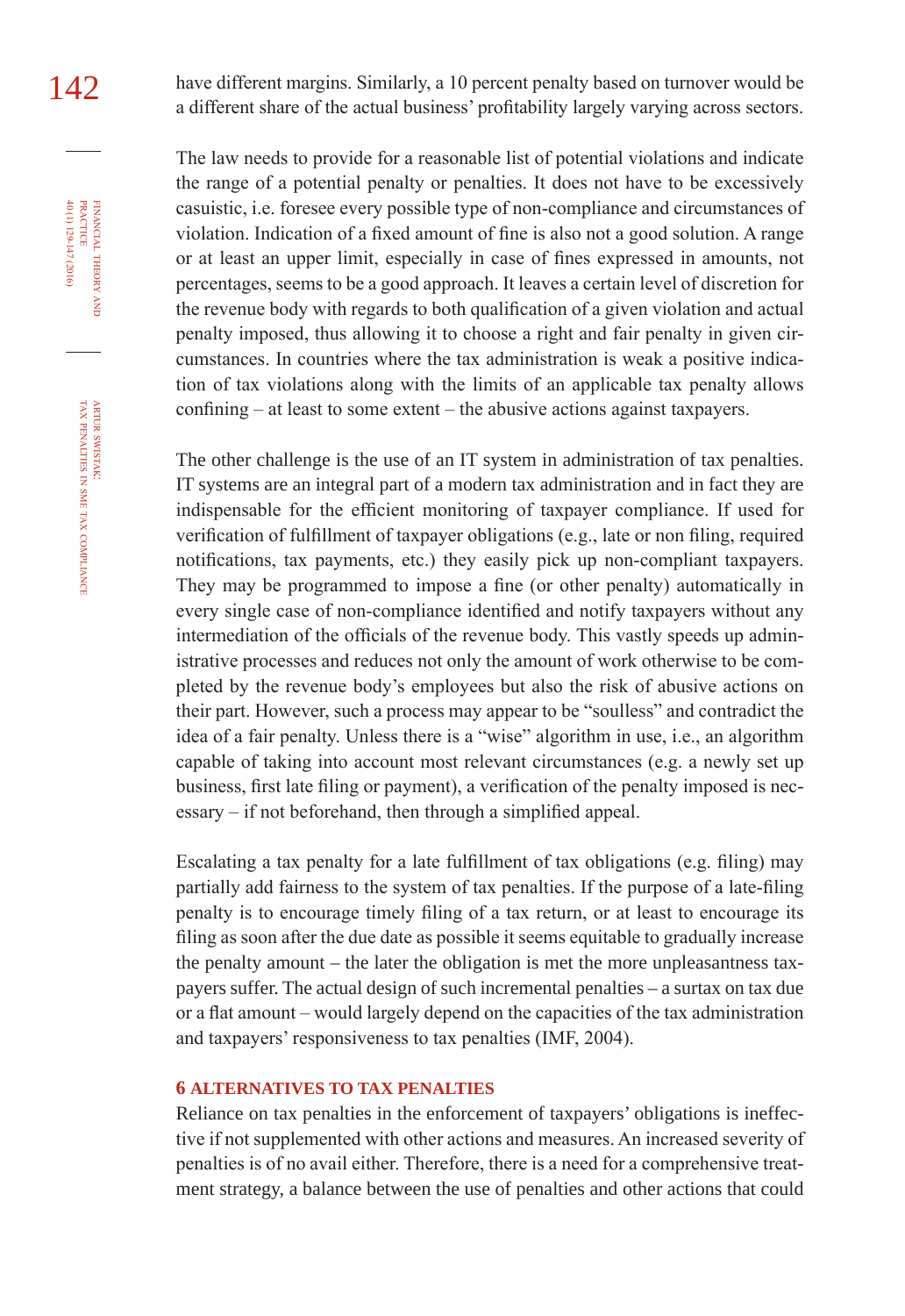have different margins. Similarly, a 10 percent penalty based on turnover would be a different share of the actual business' profitability largely varying across sectors.

The law needs to provide for a reasonable list of potential violations and indicate the range of a potential penalty or penalties. It does not have to be excessively casuistic, i.e. foresee every possible type of non-compliance and circumstances of violation. Indication of a fixed amount of fine is also not a good solution. A range or at least an upper limit, especially in case of fines expressed in amounts, not percentages, seems to be a good approach. It leaves a certain level of discretion for the revenue body with regards to both qualification of a given violation and actual penalty imposed, thus allowing it to choose a right and fair penalty in given circumstances. In countries where the tax administration is weak a positive indication of tax violations along with the limits of an applicable tax penalty allows confining – at least to some extent – the abusive actions against taxpayers.

The other challenge is the use of an IT system in administration of tax penalties. IT systems are an integral part of a modern tax administration and in fact they are indispensable for the efficient monitoring of taxpayer compliance. If used for verification of fulfillment of taxpayer obligations (e.g., late or non filing, required notifications, tax payments, etc.) they easily pick up non-compliant taxpayers. They may be programmed to impose a fine (or other penalty) automatically in every single case of non-compliance identified and notify taxpayers without any intermediation of the officials of the revenue body. This vastly speeds up administrative processes and reduces not only the amount of work otherwise to be completed by the revenue body's employees but also the risk of abusive actions on their part. However, such a process may appear to be "soulless" and contradict the idea of a fair penalty. Unless there is a "wise" algorithm in use, i.e., an algorithm capable of taking into account most relevant circumstances (e.g. a newly set up business, first late filing or payment), a verification of the penalty imposed is necessary – if not beforehand, then through a simplified appeal.

Escalating a tax penalty for a late fulfillment of tax obligations (e.g. filing) may partially add fairness to the system of tax penalties. If the purpose of a late-filing penalty is to encourage timely filing of a tax return, or at least to encourage its filing as soon after the due date as possible it seems equitable to gradually increase the penalty amount – the later the obligation is met the more unpleasantness taxpayers suffer. The actual design of such incremental penalties – a surtax on tax due or a flat amount – would largely depend on the capacities of the tax administration and taxpayers' responsiveness to tax penalties (IMF, 2004).

## 6 ALTERNATIVES TO TAX PENALTIES

Reliance on tax penalties in the enforcement of taxpayers' obligations is ineffective if not supplemented with other actions and measures. An increased severity of penalties is of no avail either. Therefore, there is a need for a comprehensive treatment strategy, a balance between the use of penalties and other actions that could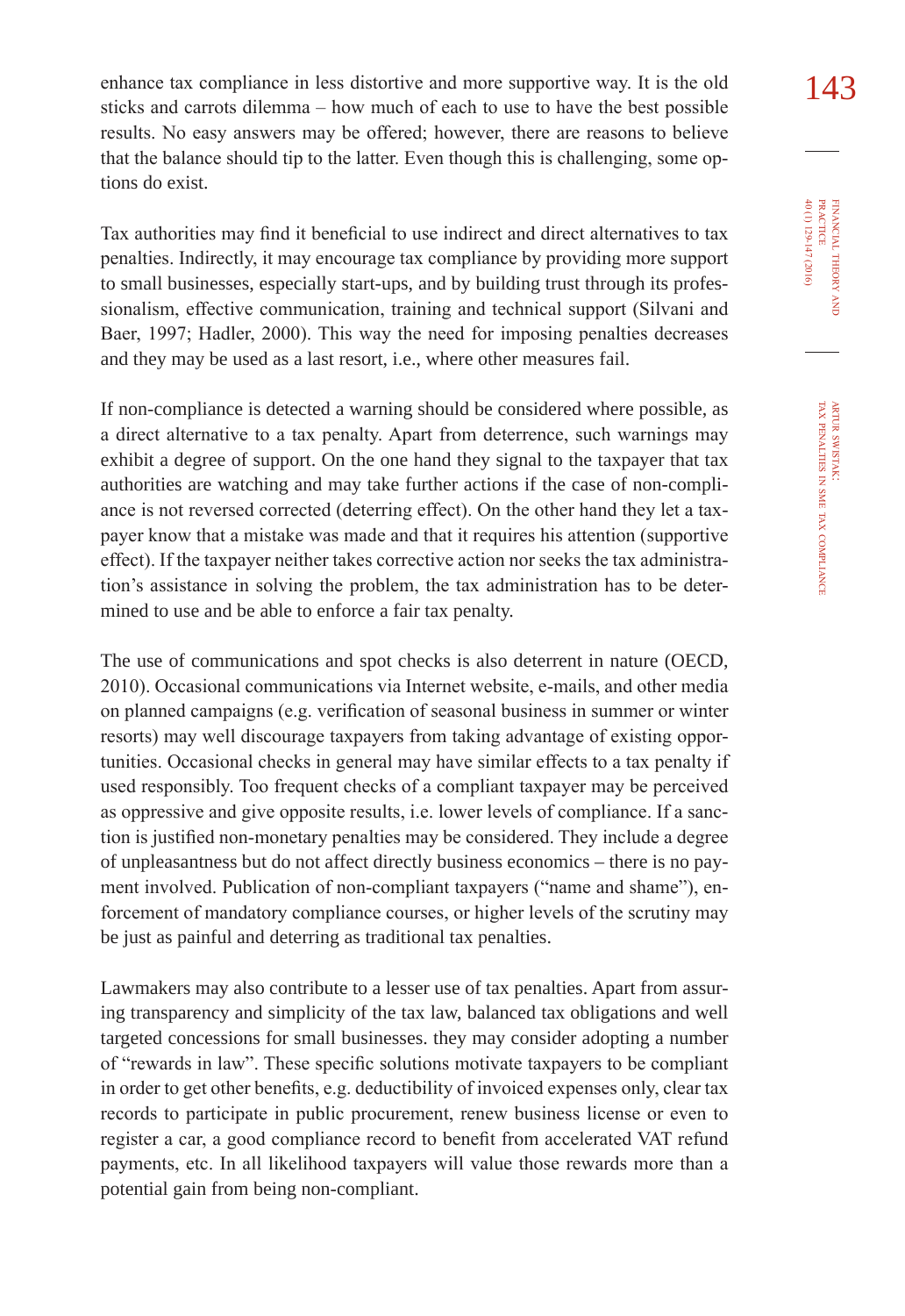enhance tax compliance in less distortive and more supportive way. It is the old sticks and carrots dilemma – how much of each to use to have the best possible results. No easy answers may be offered; however, there are reasons to believe that the balance should tip to the latter. Even though this is challenging, some options do exist.

Tax authorities may find it beneficial to use indirect and direct alternatives to tax penalties. Indirectly, it may encourage tax compliance by providing more support to small businesses, especially start-ups, and by building trust through its professionalism, effective communication, training and technical support (Silvani and Baer, 1997; Hadler, 2000). This way the need for imposing penalties decreases and they may be used as a last resort, i.e., where other measures fail.

If non-compliance is detected a warning should be considered where possible, as a direct alternative to a tax penalty. Apart from deterrence, such warnings may exhibit a degree of support. On the one hand they signal to the taxpayer that tax authorities are watching and may take further actions if the case of non-compliance is not reversed corrected (deterring effect). On the other hand they let a taxpayer know that a mistake was made and that it requires his attention (supportive effect). If the taxpayer neither takes corrective action nor seeks the tax administration's assistance in solving the problem, the tax administration has to be determined to use and be able to enforce a fair tax penalty.

The use of communications and spot checks is also deterrent in nature (OECD, 2010). Occasional communications via Internet website, e-mails, and other media on planned campaigns (e.g. verification of seasonal business in summer or winter resorts) may well discourage taxpayers from taking advantage of existing opportunities. Occasional checks in general may have similar effects to a tax penalty if used responsibly. Too frequent checks of a compliant taxpayer may be perceived as oppressive and give opposite results, i.e. lower levels of compliance. If a sanction is justified non-monetary penalties may be considered. They include a degree of unpleasantness but do not affect directly business economics – there is no payment involved. Publication of non-compliant taxpayers ("name and shame"), enforcement of mandatory compliance courses, or higher levels of the scrutiny may be just as painful and deterring as traditional tax penalties.

Lawmakers may also contribute to a lesser use of tax penalties. Apart from assuring transparency and simplicity of the tax law, balanced tax obligations and well targeted concessions for small businesses. they may consider adopting a number of "rewards in law". These specific solutions motivate taxpayers to be compliant in order to get other benefits, e.g. deductibility of invoiced expenses only, clear tax records to participate in public procurement, renew business license or even to register a car, a good compliance record to benefit from accelerated VAT refund payments, etc. In all likelihood taxpayers will value those rewards more than a potential gain from being non-compliant.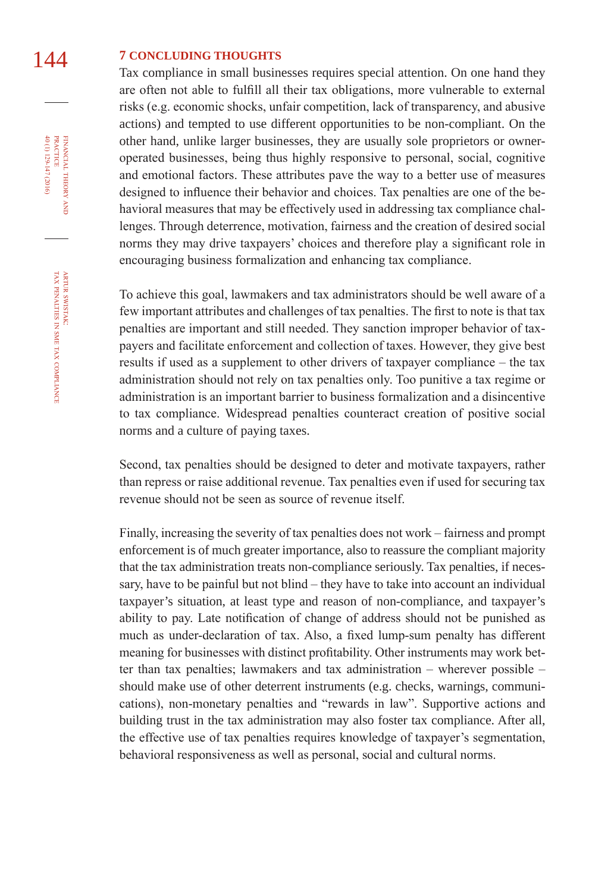## 7 CONCLUDING THOUGHTS

Tax compliance in small businesses requires special attention. On one hand they are often not able to fulfill all their tax obligations, more vulnerable to external risks (e.g. economic shocks, unfair competition, lack of transparency, and abusive actions) and tempted to use different opportunities to be non-compliant. On the other hand, unlike larger businesses, they are usually sole proprietors or owner-operated businesses, being thus highly responsive to personal, social, cognitive and emotional factors. These attributes pave the way to a better use of measures designed to influence their behavior and choices. Tax penalties are one of the behavioral measures that may be effectively used in addressing tax compliance challenges. Through deterrence, motivation, fairness and the creation of desired social norms they may drive taxpayers' choices and therefore play a significant role in encouraging business formalization and enhancing tax compliance.

To achieve this goal, lawmakers and tax administrators should be well aware of a few important attributes and challenges of tax penalties. The first to note is that tax penalties are important and still needed. They sanction improper behavior of taxpayers and facilitate enforcement and collection of taxes. However, they give best results if used as a supplement to other drivers of taxpayer compliance – the tax administration should not rely on tax penalties only. Too punitive a tax regime or administration is an important barrier to business formalization and a disincentive to tax compliance. Widespread penalties counteract creation of positive social norms and a culture of paying taxes.

Second, tax penalties should be designed to deter and motivate taxpayers, rather than repress or raise additional revenue. Tax penalties even if used for securing tax revenue should not be seen as source of revenue itself.

Finally, increasing the severity of tax penalties does not work – fairness and prompt enforcement is of much greater importance, also to reassure the compliant majority that the tax administration treats non-compliance seriously. Tax penalties, if necessary, have to be painful but not blind – they have to take into account an individual taxpayer's situation, at least type and reason of non-compliance, and taxpayer's ability to pay. Late notification of change of address should not be punished as much as under-declaration of tax. Also, a fixed lump-sum penalty has different meaning for businesses with distinct profitability. Other instruments may work better than tax penalties; lawmakers and tax administration – wherever possible – should make use of other deterrent instruments (e.g. checks, warnings, communications), non-monetary penalties and "rewards in law". Supportive actions and building trust in the tax administration may also foster tax compliance. After all, the effective use of tax penalties requires knowledge of taxpayer's segmentation, behavioral responsiveness as well as personal, social and cultural norms.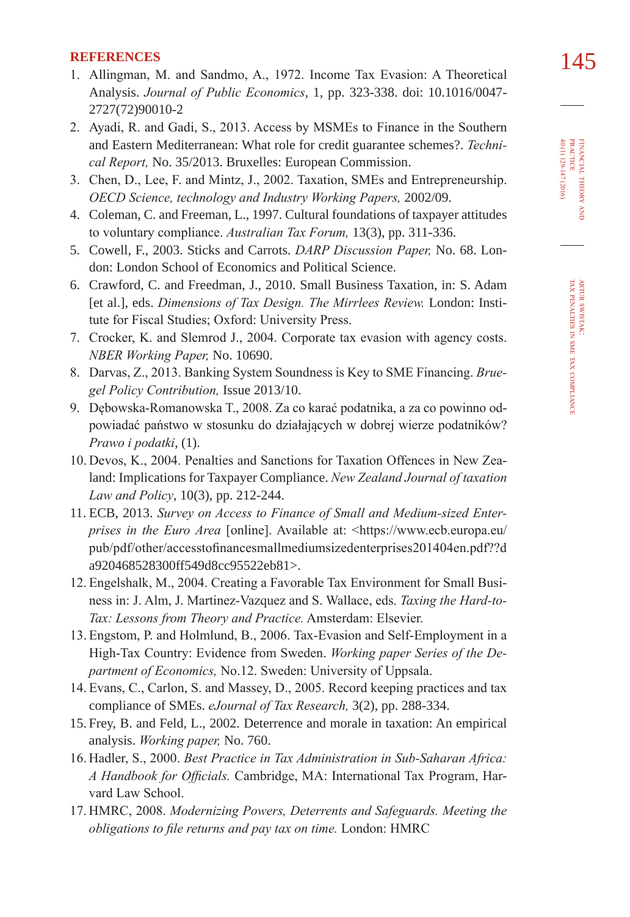## REFERENCES

1. Allingman, M. and Sandmo, A., 1972. Income Tax Evasion: A Theoretical Analysis. *Journal of Public Economics*, 1, pp. 323-338. doi: 10.1016/0047-2727(72)90010-2
2. Ayadi, R. and Gadi, S., 2013. Access by MSMEs to Finance in the Southern and Eastern Mediterranean: What role for credit guarantee schemes?. *Technical Report,* No. 35/2013. Bruxelles: European Commission.
3. Chen, D., Lee, F. and Mintz, J., 2002. Taxation, SMEs and Entrepreneurship. *OECD Science, technology and Industry Working Papers,* 2002/09.
4. Coleman, C. and Freeman, L., 1997. Cultural foundations of taxpayer attitudes to voluntary compliance. *Australian Tax Forum,* 13(3), pp. 311-336.
5. Cowell, F., 2003. Sticks and Carrots. *DARP Discussion Paper,* No. 68. London: London School of Economics and Political Science.
6. Crawford, C. and Freedman, J., 2010. Small Business Taxation, in: S. Adam [et al.], eds. *Dimensions of Tax Design. The Mirrlees Review.* London: Institute for Fiscal Studies; Oxford: University Press.
7. Crocker, K. and Slemrod J., 2004. Corporate tax evasion with agency costs. *NBER Working Paper,* No. 10690.
8. Darvas, Z., 2013. Banking System Soundness is Key to SME Financing. *Bruegel Policy Contribution,* Issue 2013/10.
9. Dębowska-Romanowska T., 2008. Za co karać podatnika, a za co powinno odpowiadać państwo w stosunku do działających w dobrej wierze podatników? *Prawo i podatki*, (1).
10. Devos, K., 2004. Penalties and Sanctions for Taxation Offences in New Zealand: Implications for Taxpayer Compliance. *New Zealand Journal of taxation Law and Policy*, 10(3), pp. 212-244.
11. ECB, 2013. *Survey on Access to Finance of Small and Medium-sized Enterprises in the Euro Area* [online]. Available at: <https://www.ecb.europa.eu/pub/pdf/other/accesstofinancesmallmediumsizedenterprises201404en.pdf??da920468528300ff549d8cc95522eb81>.
12. Engelshalk, M., 2004. Creating a Favorable Tax Environment for Small Business in: J. Alm, J. Martinez-Vazquez and S. Wallace, eds. *Taxing the Hard-to-Tax: Lessons from Theory and Practice.* Amsterdam: Elsevier.
13. Engstom, P. and Holmlund, B., 2006. Tax-Evasion and Self-Employment in a High-Tax Country: Evidence from Sweden. *Working paper Series of the Department of Economics,* No.12. Sweden: University of Uppsala.
14. Evans, C., Carlon, S. and Massey, D., 2005. Record keeping practices and tax compliance of SMEs. *eJournal of Tax Research,* 3(2), pp. 288-334.
15. Frey, B. and Feld, L., 2002. Deterrence and morale in taxation: An empirical analysis. *Working paper,* No. 760.
16. Hadler, S., 2000. *Best Practice in Tax Administration in Sub-Saharan Africa: A Handbook for Officials.* Cambridge, MA: International Tax Program, Harvard Law School.
17. HMRC, 2008. *Modernizing Powers, Deterrents and Safeguards. Meeting the obligations to file returns and pay tax on time.* London: HMRC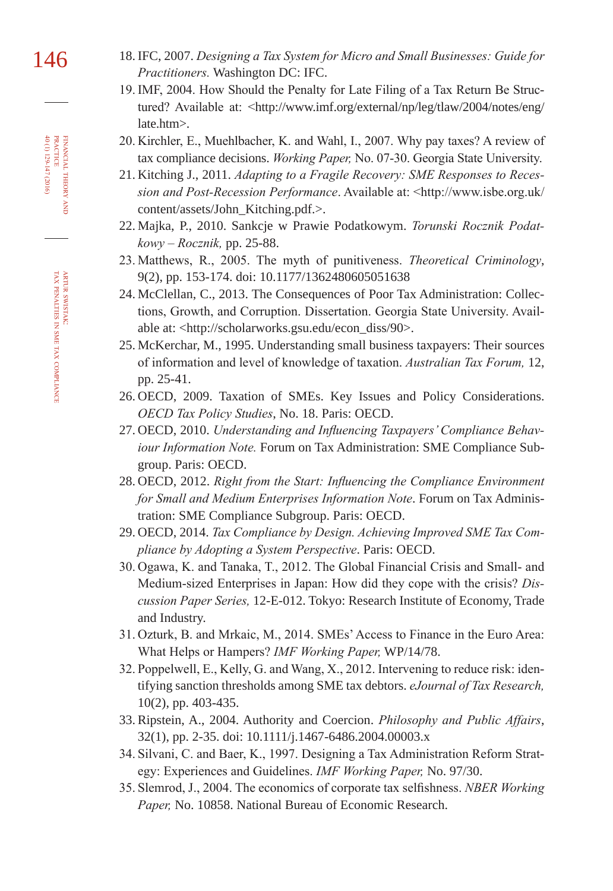18. IFC, 2007. *Designing a Tax System for Micro and Small Businesses: Guide for Practitioners.* Washington DC: IFC.
19. IMF, 2004. How Should the Penalty for Late Filing of a Tax Return Be Structured? Available at: <http://www.imf.org/external/np/leg/tlaw/2004/notes/eng/late.htm>.
20. Kirchler, E., Muehlbacher, K. and Wahl, I., 2007. Why pay taxes? A review of tax compliance decisions. *Working Paper,* No. 07-30. Georgia State University.
21. Kitching J., 2011. *Adapting to a Fragile Recovery: SME Responses to Recession and Post-Recession Performance*. Available at: <http://www.isbe.org.uk/content/assets/John_Kitching.pdf.>.
22. Majka, P., 2010. Sankcje w Prawie Podatkowym. *Torunski Rocznik Podatkowy – Rocznik,* pp. 25-88.
23. Matthews, R., 2005. The myth of punitiveness. *Theoretical Criminology*, 9(2), pp. 153-174. doi: 10.1177/1362480605051638
24. McClellan, C., 2013. The Consequences of Poor Tax Administration: Collections, Growth, and Corruption. Dissertation. Georgia State University. Available at: <http://scholarworks.gsu.edu/econ_diss/90>.
25. McKerchar, M., 1995. Understanding small business taxpayers: Their sources of information and level of knowledge of taxation. *Australian Tax Forum,* 12, pp. 25-41.
26. OECD, 2009. Taxation of SMEs. Key Issues and Policy Considerations. *OECD Tax Policy Studies*, No. 18. Paris: OECD.
27. OECD, 2010. *Understanding and Influencing Taxpayers' Compliance Behaviour Information Note.* Forum on Tax Administration: SME Compliance Subgroup. Paris: OECD.
28. OECD, 2012. *Right from the Start: Influencing the Compliance Environment for Small and Medium Enterprises Information Note*. Forum on Tax Administration: SME Compliance Subgroup. Paris: OECD.
29. OECD, 2014. *Tax Compliance by Design. Achieving Improved SME Tax Compliance by Adopting a System Perspective*. Paris: OECD.
30. Ogawa, K. and Tanaka, T., 2012. The Global Financial Crisis and Small- and Medium-sized Enterprises in Japan: How did they cope with the crisis? *Discussion Paper Series,* 12-E-012. Tokyo: Research Institute of Economy, Trade and Industry.
31. Ozturk, B. and Mrkaic, M., 2014. SMEs' Access to Finance in the Euro Area: What Helps or Hampers? *IMF Working Paper,* WP/14/78.
32. Poppelwell, E., Kelly, G. and Wang, X., 2012. Intervening to reduce risk: identifying sanction thresholds among SME tax debtors. *eJournal of Tax Research,* 10(2), pp. 403-435.
33. Ripstein, A., 2004. Authority and Coercion. *Philosophy and Public Affairs*, 32(1), pp. 2-35. doi: 10.1111/j.1467-6486.2004.00003.x
34. Silvani, C. and Baer, K., 1997. Designing a Tax Administration Reform Strategy: Experiences and Guidelines. *IMF Working Paper,* No. 97/30.
35. Slemrod, J., 2004. The economics of corporate tax selfishness. *NBER Working Paper,* No. 10858. National Bureau of Economic Research.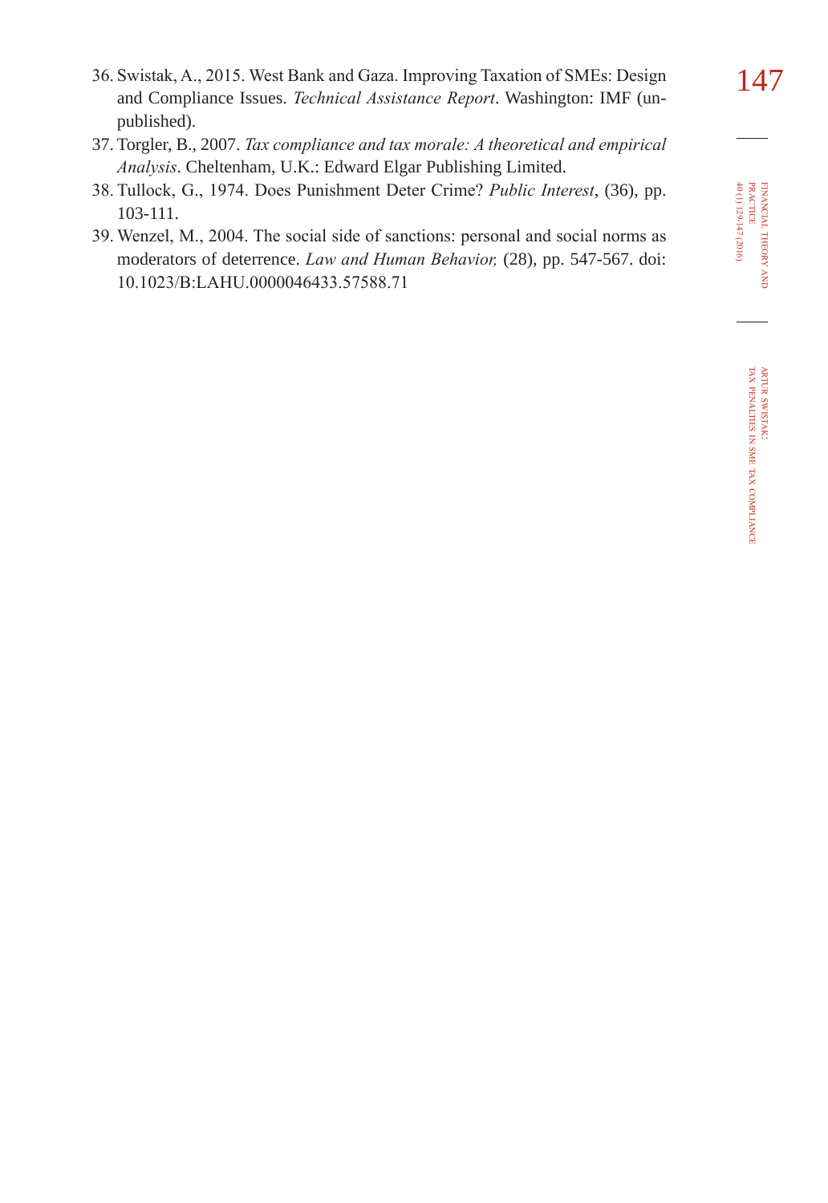36. Swistak, A., 2015. West Bank and Gaza. Improving Taxation of SMEs: Design and Compliance Issues. *Technical Assistance Report*. Washington: IMF (unpublished).
37. Torgler, B., 2007. *Tax compliance and tax morale: A theoretical and empirical Analysis*. Cheltenham, U.K.: Edward Elgar Publishing Limited.
38. Tullock, G., 1974. Does Punishment Deter Crime? *Public Interest*, (36), pp. 103-111.
39. Wenzel, M., 2004. The social side of sanctions: personal and social norms as moderators of deterrence. *Law and Human Behavior,* (28), pp. 547-567. doi: 10.1023/B:LAHU.0000046433.57588.71